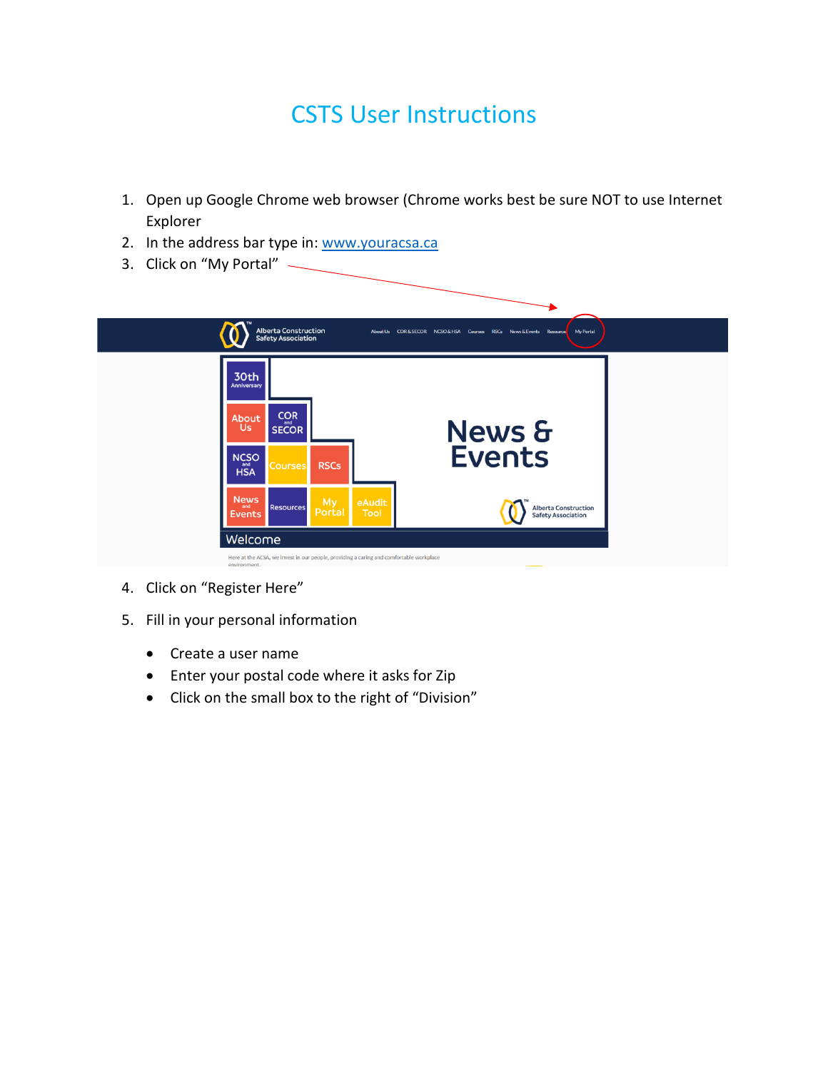# CSTS User Instructions

1. Open up Google Chrome web browser (Chrome works best be sure NOT to use Internet Explorer
2. In the address bar type in: [www.youracsa.ca](http://www.youracsa.ca)
3. Click on "My Portal"
4. Click on "Register Here"
5. Fill in your personal information
   - Create a user name
   - Enter your postal code where it asks for Zip
   - Click on the small box to the right of "Division"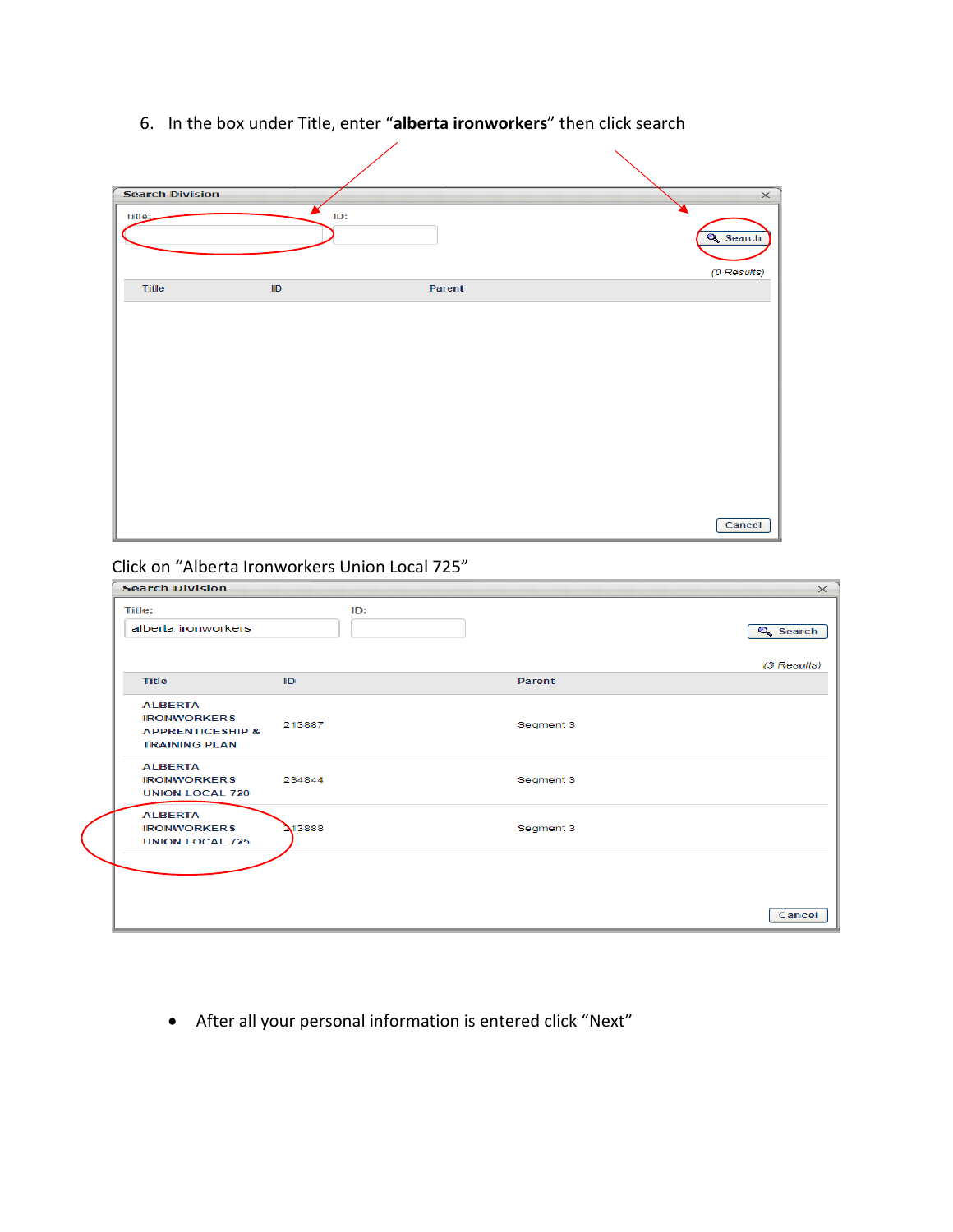6. In the box under Title, enter “**alberta ironworkers**” then click search

Search Division

Title: ID: Search

(0 Results)

| Title | ID | Parent |
|---|---|---|

Cancel

Click on “Alberta Ironworkers Union Local 725”

Search Division

Title: alberta ironworkers ID: Search

(3 Results)

| Title | ID | Parent |
|---|---|---|
| ALBERTA IRONWORKERS APPRENTICESHIP & TRAINING PLAN | 213887 | Segment 3 |
| ALBERTA IRONWORKERS UNION LOCAL 720 | 234844 | Segment 3 |
| ALBERTA IRONWORKERS UNION LOCAL 725 | 213888 | Segment 3 |

Cancel

- After all your personal information is entered click “Next”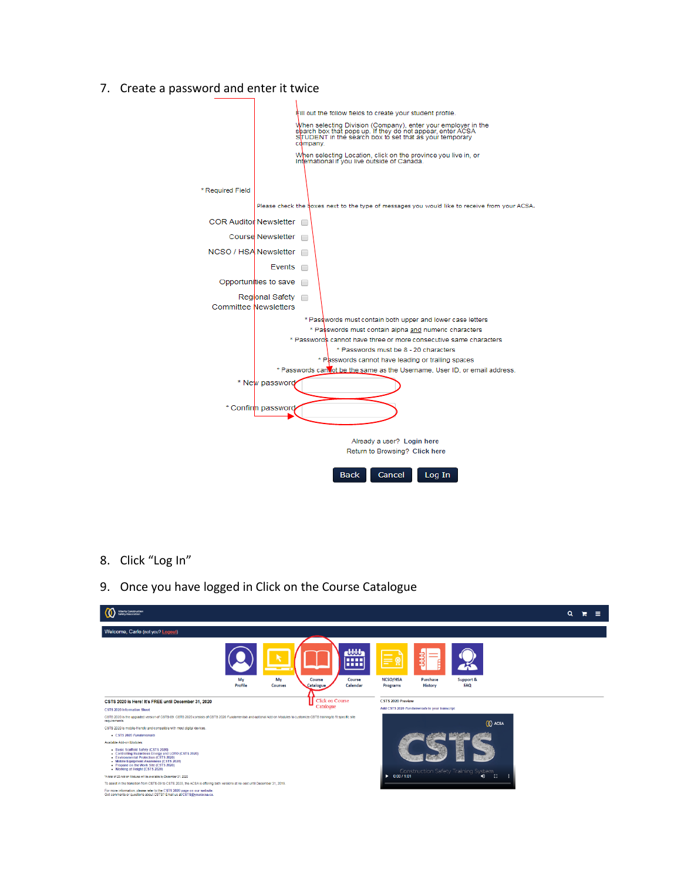7. Create a password and enter it twice

Fill out the follow fields to create your student profile.

When selecting Division (Company), enter your employer in the search box that pops up. If they do not appear, enter ACSA STUDENT in the search box to set that as your temporary company.

When selecting Location, click on the province you live in, or International if you live outside of Canada.

* Required Field

Please check the boxes next to the type of messages you would like to receive from your ACSA.

COR Auditor Newsletter

Course Newsletter

NCSO / HSA Newsletter

Events

Opportunities to save

Regional Safety Committee Newsletters

* Passwords must contain both upper and lower case letters
* Passwords must contain alpha and numeric characters
* Passwords cannot have three or more consecutive same characters
* Passwords must be 8 - 20 characters
* Passwords cannot have leading or trailing spaces
* Passwords cannot be the same as the Username, User ID, or email address.

* New password

* Confirm password

Already a user? **Login here**
Return to Browsing? **Click here**

Back Cancel Log In

8. Click "Log In"

9. Once you have logged in Click on the Course Catalogue

Welcome, Carlo (not you? Logout)

My Profile | My Courses | Course Catalogue | Course Calendar | NCSO/HSA Programs | Purchase History | Support & FAQ

Click on Course Catalogue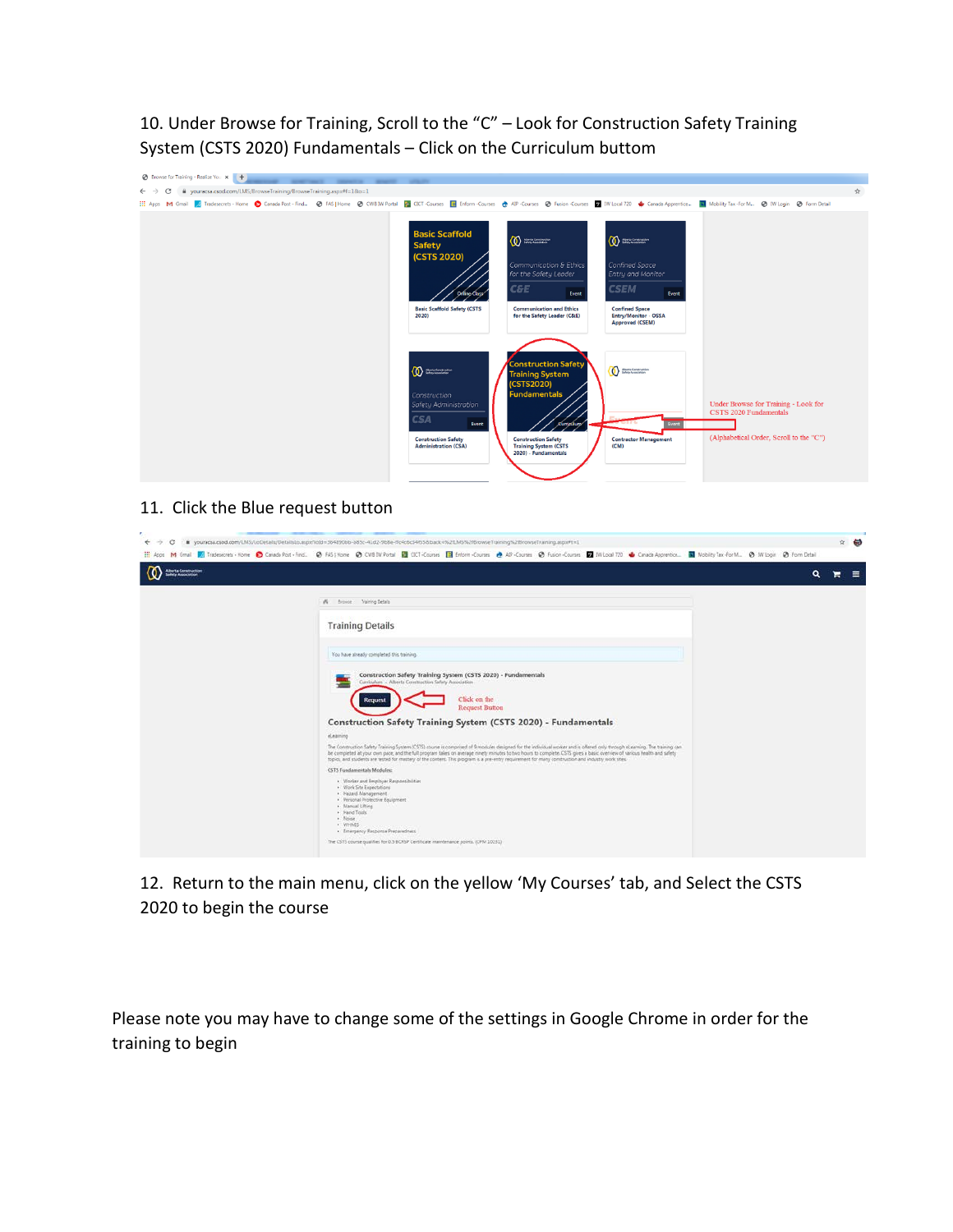10. Under Browse for Training, Scroll to the "C" – Look for Construction Safety Training System (CSTS 2020) Fundamentals – Click on the Curriculum buttom

11. Click the Blue request button

12. Return to the main menu, click on the yellow 'My Courses' tab, and Select the CSTS 2020 to begin the course

Please note you may have to change some of the settings in Google Chrome in order for the training to begin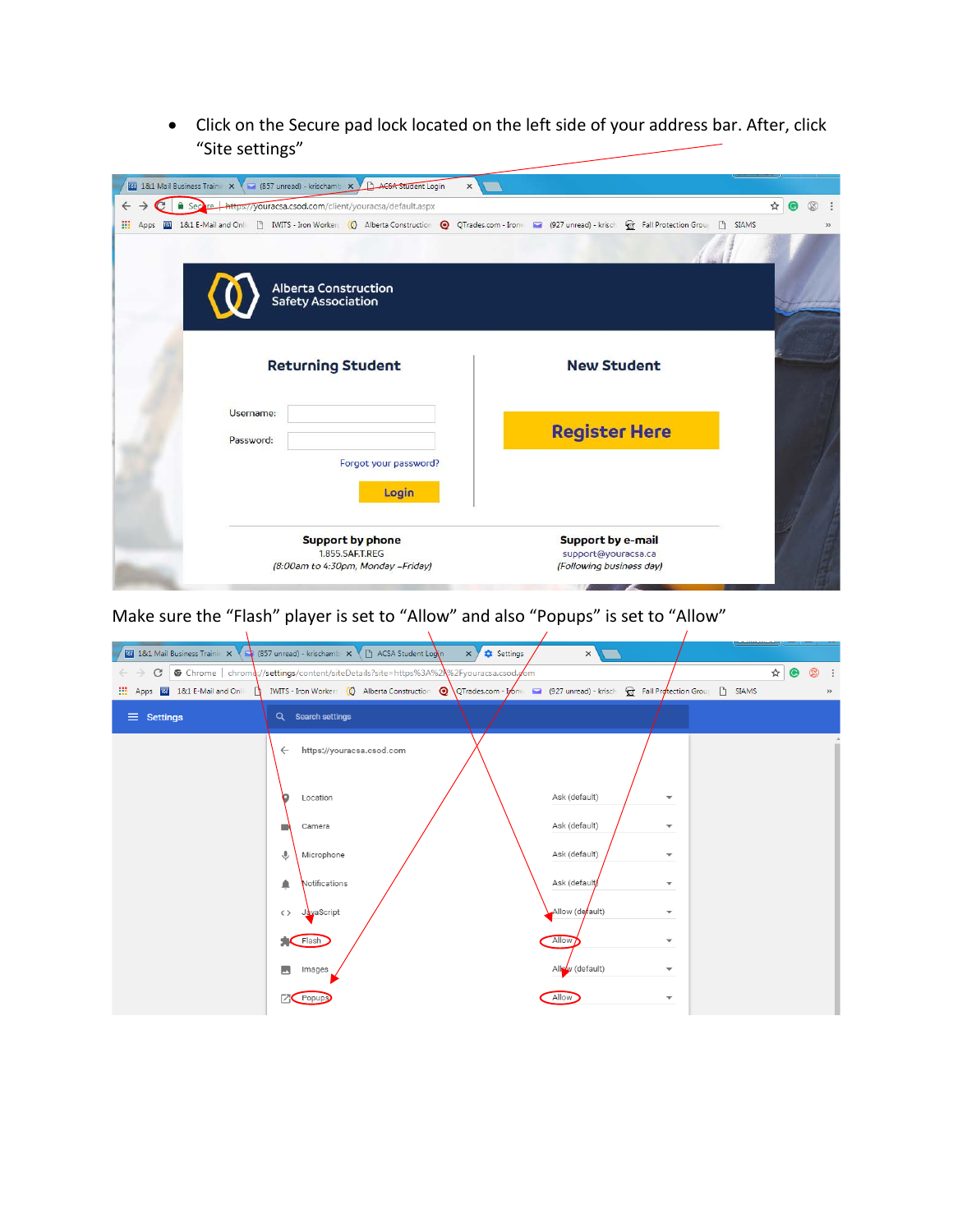- Click on the Secure pad lock located on the left side of your address bar. After, click "Site settings"

Make sure the "Flash" player is set to "Allow" and also "Popups" is set to "Allow"